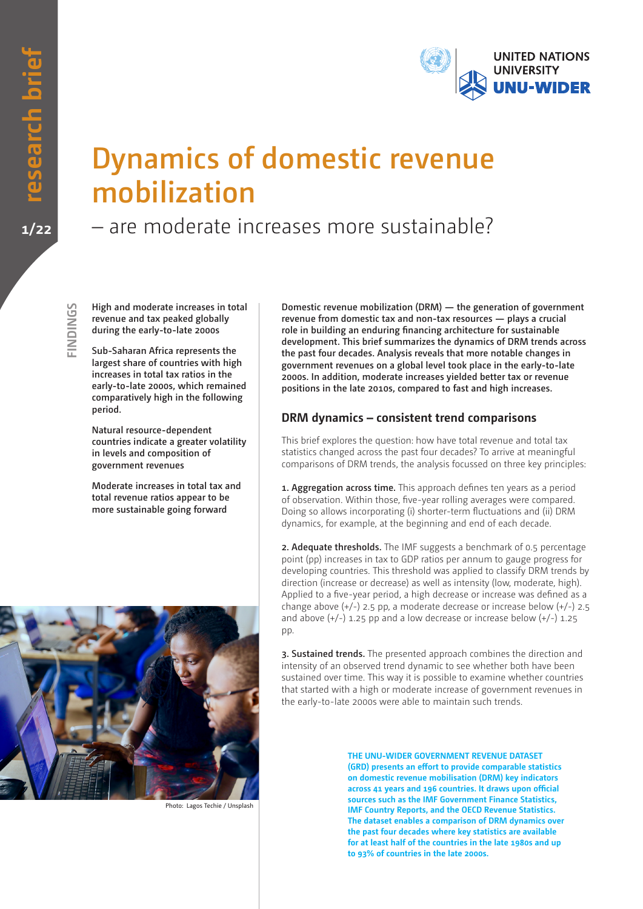research brief

1/22

# Dynamics of domestic revenue mobilization

## – are moderate increases more sustainable?

**FINDINGS**

**High and moderate increases in total revenue and tax peaked globally during the early-to-late 2000s**

**Sub-Saharan Africa represents the largest share of countries with high increases in total tax ratios in the early-to-late 2000s, which remained comparatively high in the following period.**

**Natural resource-dependent countries indicate a greater volatility in levels and composition of government revenues**

**Moderate increases in total tax and total revenue ratios appear to be more sustainable going forward**

Photo: Lagos Techie / Unsplash

**Domestic revenue mobilization (DRM) — the generation of government revenue from domestic tax and non-tax resources — plays a crucial role in building an enduring financing architecture for sustainable development. This brief summarizes the dynamics of DRM trends across the past four decades. Analysis reveals that more notable changes in government revenues on a global level took place in the early-to-late 2000s. In addition, moderate increases yielded better tax or revenue positions in the late 2010s, compared to fast and high increases.**

## DRM dynamics – consistent trend comparisons

This brief explores the question: how have total revenue and total tax statistics changed across the past four decades? To arrive at meaningful comparisons of DRM trends, the analysis focussed on three key principles:

**1. Aggregation across time.** This approach defines ten years as a period of observation. Within those, five-year rolling averages were compared. Doing so allows incorporating (i) shorter-term fluctuations and (ii) DRM dynamics, for example, at the beginning and end of each decade.

**2. Adequate thresholds.** The IMF suggests a benchmark of 0.5 percentage point (pp) increases in tax to GDP ratios per annum to gauge progress for developing countries. This threshold was applied to classify DRM trends by direction (increase or decrease) as well as intensity (low, moderate, high). Applied to a five-year period, a high decrease or increase was defined as a change above (+/-) 2.5 pp, a moderate decrease or increase below (+/-) 2.5 and above (+/-) 1.25 pp and a low decrease or increase below (+/-) 1.25 pp.

**3. Sustained trends.** The presented approach combines the direction and intensity of an observed trend dynamic to see whether both have been sustained over time. This way it is possible to examine whether countries that started with a high or moderate increase of government revenues in the early-to-late 2000s were able to maintain such trends.

**THE UNU-WIDER GOVERNMENT REVENUE DATASET (GRD) presents an effort to provide comparable statistics on domestic revenue mobilisation (DRM) key indicators across 41 years and 196 countries. It draws upon official sources such as the IMF Government Finance Statistics, IMF Country Reports, and the OECD Revenue Statistics. The dataset enables a comparison of DRM dynamics over the past four decades where key statistics are available for at least half of the countries in the late 1980s and up to 93% of countries in the late 2000s.**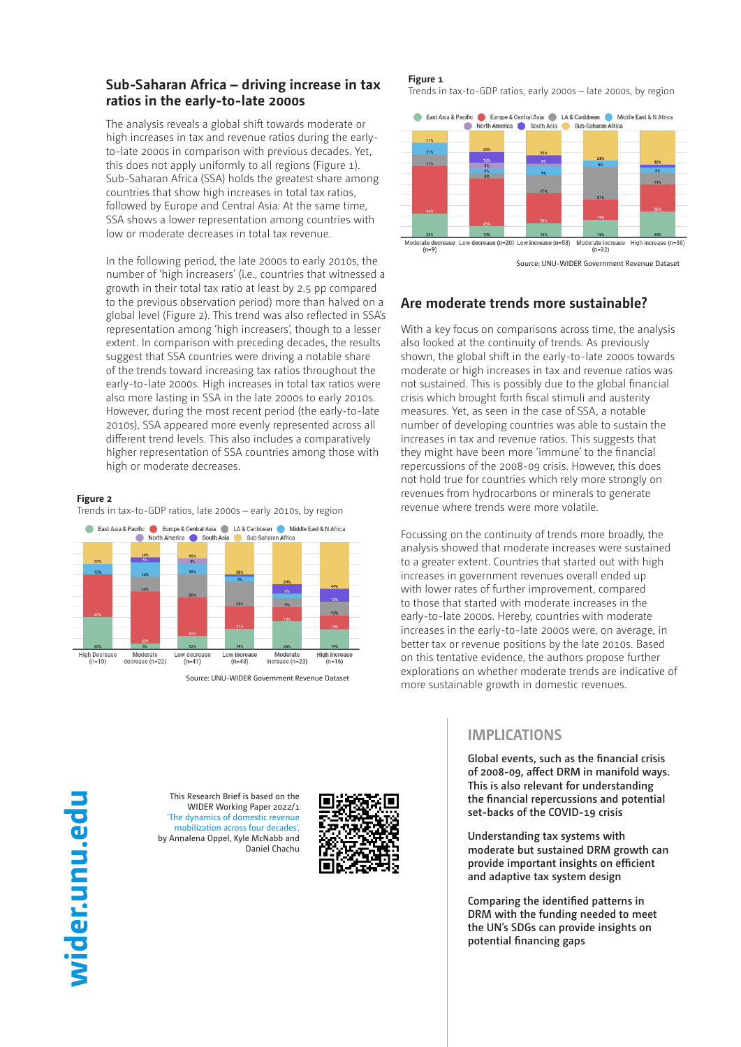## Sub-Saharan Africa – driving increase in tax ratios in the early-to-late 2000s

The analysis reveals a global shift towards moderate or high increases in tax and revenue ratios during the early-to-late 2000s in comparison with previous decades. Yet, this does not apply uniformly to all regions (Figure 1). Sub-Saharan Africa (SSA) holds the greatest share among countries that show high increases in total tax ratios, followed by Europe and Central Asia. At the same time, SSA shows a lower representation among countries with low or moderate decreases in total tax revenue.

In the following period, the late 2000s to early 2010s, the number of 'high increasers' (i.e., countries that witnessed a growth in their total tax ratio at least by 2.5 pp compared to the previous observation period) more than halved on a global level (Figure 2). This trend was also reflected in SSA's representation among 'high increasers', though to a lesser extent. In comparison with preceding decades, the results suggest that SSA countries were driving a notable share of the trends toward increasing tax ratios throughout the early-to-late 2000s. High increases in total tax ratios were also more lasting in SSA in the late 2000s to early 2010s. However, during the most recent period (the early-to-late 2010s), SSA appeared more evenly represented across all different trend levels. This also includes a comparatively higher representation of SSA countries among those with high or moderate decreases.

**Figure 2**

Trends in tax-to-GDP ratios, late 2000s – early 2010s, by region

East Asia & Pacific
Europe & Central Asia
LA & Caribbean
Middle East & N Africa
North America
South Asia
Sub-Saharan Africa

High Decrease (n=10)
Moderate decrease (n=22)
Low decrease (n=41)
Low increase (n=43)
Moderate increase (n=23)
High increase (n=16)

Source: UNU-WIDER Government Revenue Dataset

**Figure 1**

Trends in tax-to-GDP ratios, early 2000s – late 2000s, by region

East Asia & Pacific
Europe & Central Asia
LA & Caribbean
Middle East & N Africa
North America
South Asia
Sub-Saharan Africa

Moderate decrease (n=9)
Low decrease (n=20)
Low increase (n=53)
Moderate increase (n=32)
High increase (n=38)

Source: UNU-WIDER Government Revenue Dataset

## Are moderate trends more sustainable?

With a key focus on comparisons across time, the analysis also looked at the continuity of trends. As previously shown, the global shift in the early-to-late 2000s towards moderate or high increases in tax and revenue ratios was not sustained. This is possibly due to the global financial crisis which brought forth fiscal stimuli and austerity measures. Yet, as seen in the case of SSA, a notable number of developing countries was able to sustain the increases in tax and revenue ratios. This suggests that they might have been more 'immune' to the financial repercussions of the 2008-09 crisis. However, this does not hold true for countries which rely more strongly on revenues from hydrocarbons or minerals to generate revenue where trends were more volatile.

Focussing on the continuity of trends more broadly, the analysis showed that moderate increases were sustained to a greater extent. Countries that started out with high increases in government revenues overall ended up with lower rates of further improvement, compared to those that started with moderate increases in the early-to-late 2000s. Hereby, countries with moderate increases in the early-to-late 2000s were, on average, in better tax or revenue positions by the late 2010s. Based on this tentative evidence, the authors propose further explorations on whether moderate trends are indicative of more sustainable growth in domestic revenues.

## IMPLICATIONS

**Global events, such as the financial crisis of 2008-09, affect DRM in manifold ways. This is also relevant for understanding the financial repercussions and potential set-backs of the COVID-19 crisis**

**Understanding tax systems with moderate but sustained DRM growth can provide important insights on efficient and adaptive tax system design**

**Comparing the identified patterns in DRM with the funding needed to meet the UN's SDGs can provide insights on potential financing gaps**

This Research Brief is based on the WIDER Working Paper 2022/1 'The dynamics of domestic revenue mobilization across four decades', by Annalena Oppel, Kyle McNabb and Daniel Chachu

wider.unu.edu